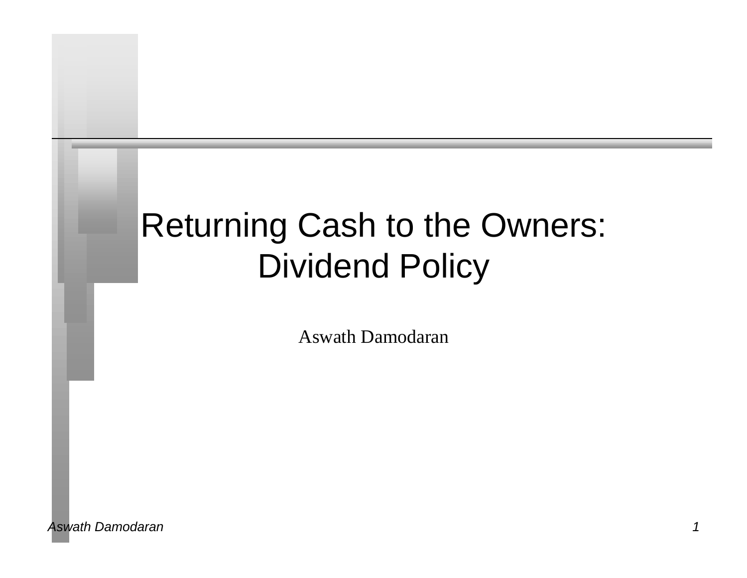# Returning Cash to the Owners: Dividend Policy

Aswath Damodaran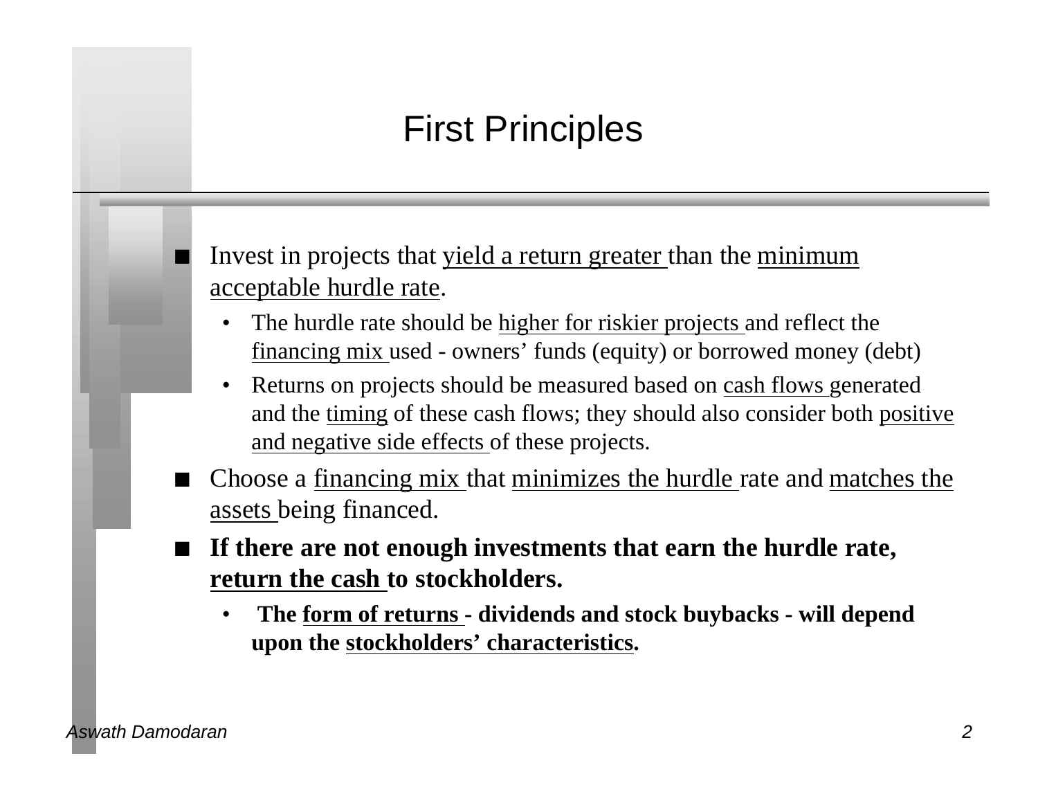# First Principles

- Invest in projects that yield a return greater than the minimum acceptable hurdle rate.
  - The hurdle rate should be higher for riskier projects and reflect the financing mix used - owners' funds (equity) or borrowed money (debt)
  - Returns on projects should be measured based on cash flows generated and the timing of these cash flows; they should also consider both positive and negative side effects of these projects.
- Choose a financing mix that minimizes the hurdle rate and matches the assets being financed.
- **If there are not enough investments that earn the hurdle rate, return the cash to stockholders.**
  - **The form of returns - dividends and stock buybacks - will depend upon the stockholders' characteristics.**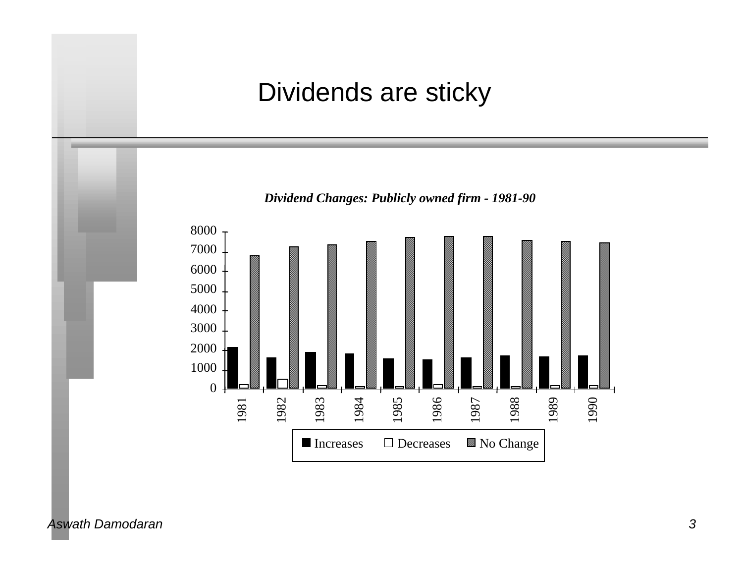# Dividends are sticky

***Dividend Changes: Publicly owned firm - 1981-90***

| Year | Increases | Decreases | No Change |
|---|---|---|---|
| 1981 | ~2100 | ~200 | ~6750 |
| 1982 | ~1600 | ~500 | ~7200 |
| 1983 | ~1850 | ~150 | ~7300 |
| 1984 | ~1800 | ~100 | ~7500 |
| 1985 | ~1550 | ~100 | ~7700 |
| 1986 | ~1500 | ~200 | ~7750 |
| 1987 | ~1600 | ~100 | ~7750 |
| 1988 | ~1700 | ~100 | ~7550 |
| 1989 | ~1650 | ~150 | ~7500 |
| 1990 | ~1700 | ~150 | ~7450 |

■ Increases □ Decreases ▩ No Change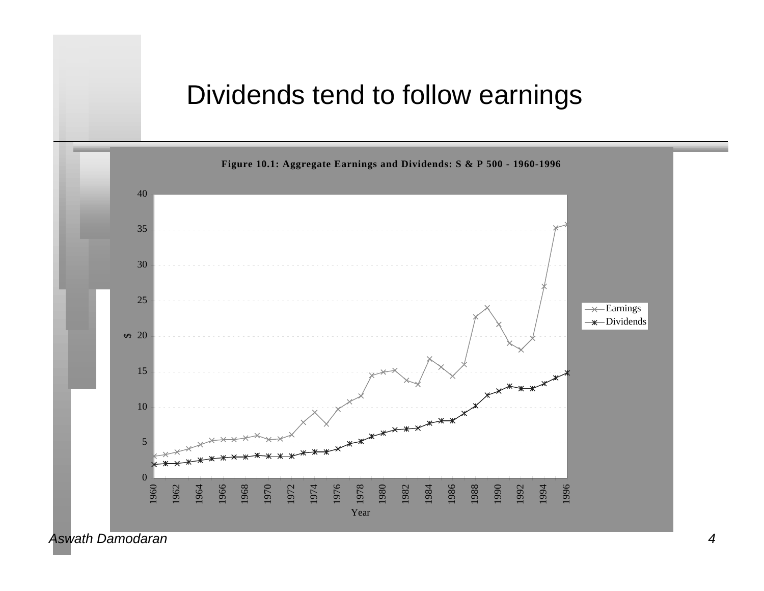# Dividends tend to follow earnings

**Figure 10.1: Aggregate Earnings and Dividends: S & P 500 - 1960-1996**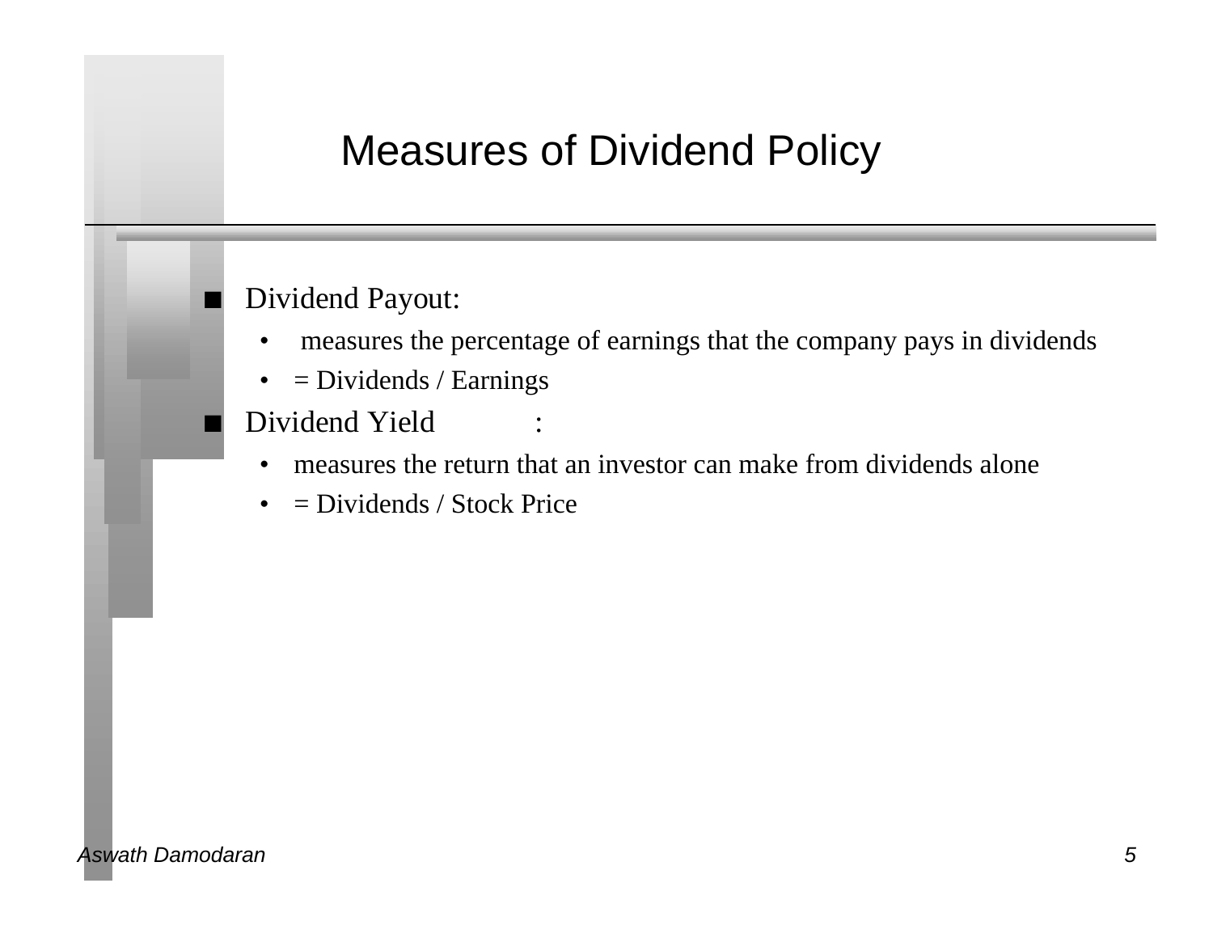# Measures of Dividend Policy

- Dividend Payout:
  - measures the percentage of earnings that the company pays in dividends
  - = Dividends / Earnings
- Dividend Yield :
  - measures the return that an investor can make from dividends alone
  - = Dividends / Stock Price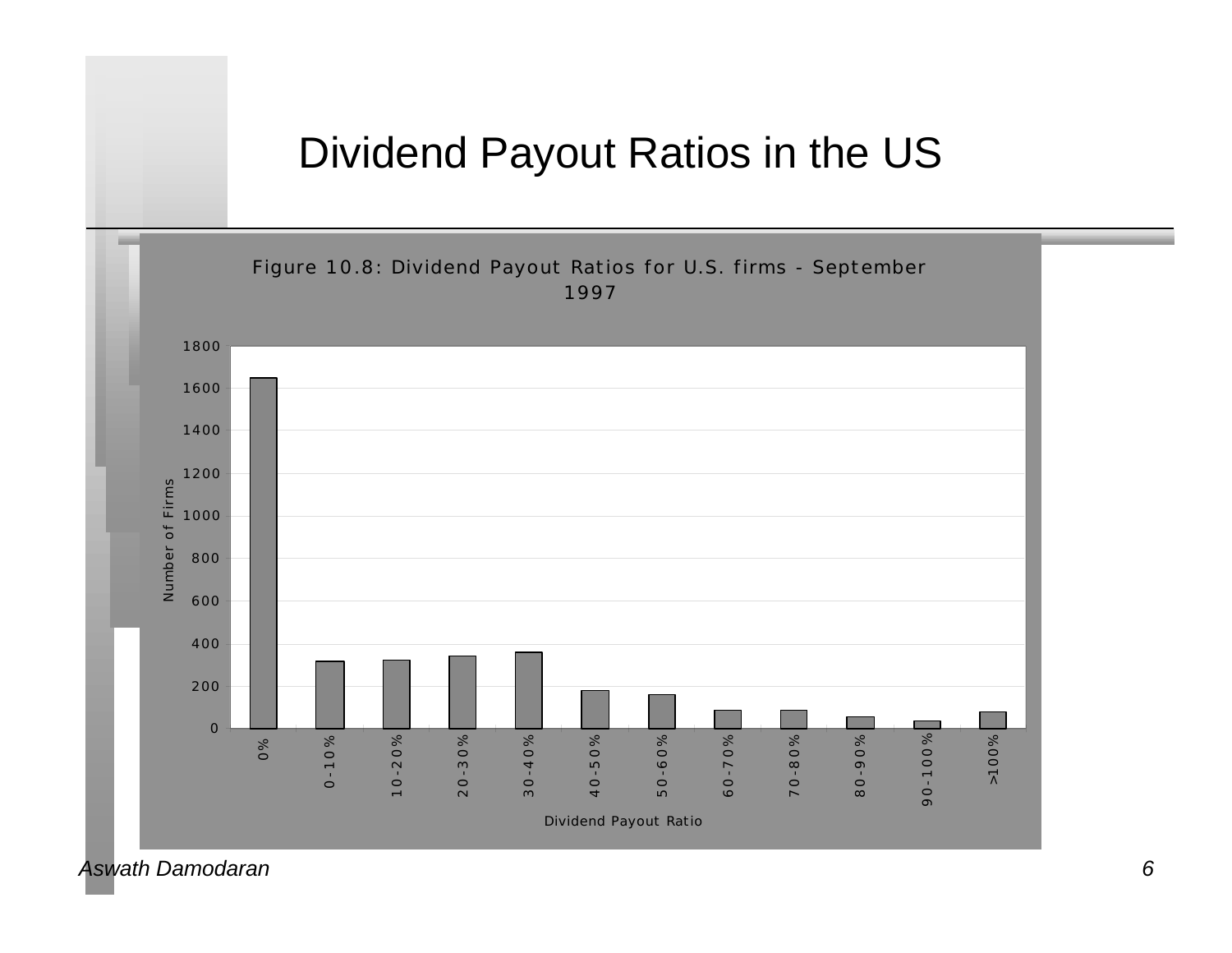# Dividend Payout Ratios in the US

Figure 10.8: Dividend Payout Ratios for U.S. firms - September 1997

| Dividend Payout Ratio | Number of Firms |
|---|---|
| 0% | 1650 |
| 0-10% | 320 |
| 10-20% | 325 |
| 20-30% | 345 |
| 30-40% | 360 |
| 40-50% | 180 |
| 50-60% | 160 |
| 60-70% | 90 |
| 70-80% | 90 |
| 80-90% | 60 |
| 90-100% | 40 |
| >100% | 80 |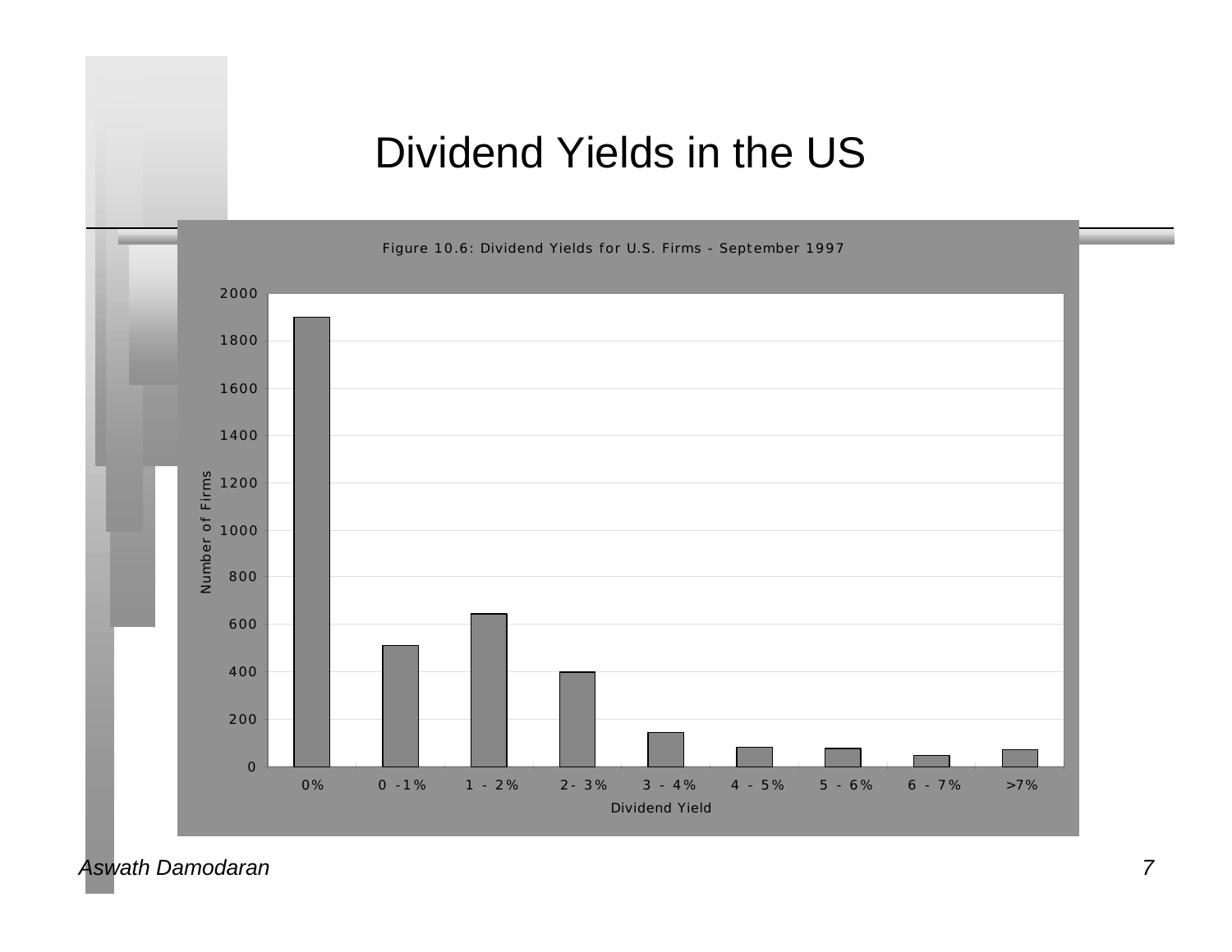# Dividend Yields in the US

Figure 10.6: Dividend Yields for U.S. Firms - September 1997

| Dividend Yield | Number of Firms (approx.) |
|---|---|
| 0% | 1900 |
| 0 -1% | 510 |
| 1 - 2% | 645 |
| 2- 3% | 400 |
| 3 - 4% | 145 |
| 4 - 5% | 80 |
| 5 - 6% | 75 |
| 6 - 7% | 45 |
| >7% | 70 |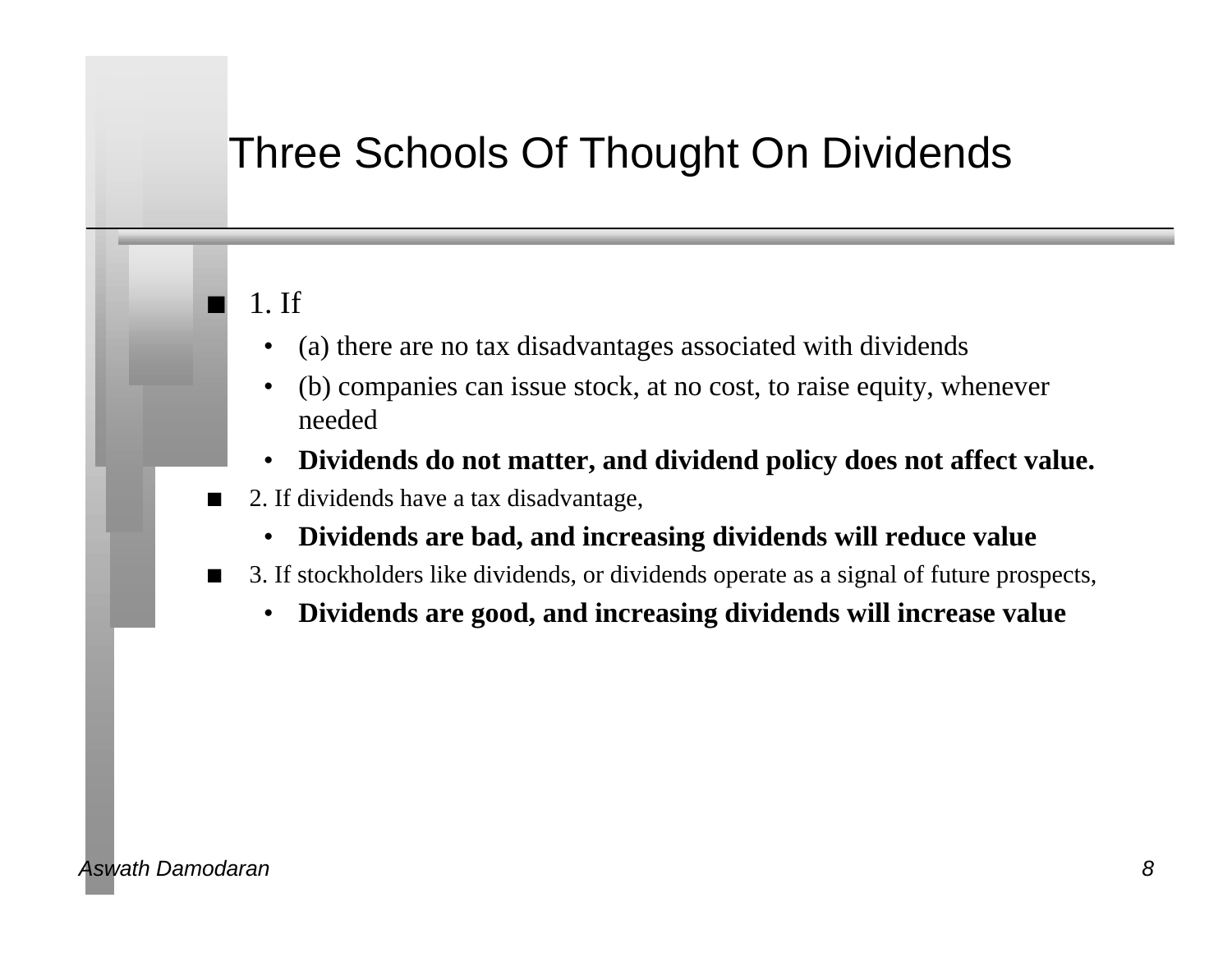# Three Schools Of Thought On Dividends

- 1. If
  - (a) there are no tax disadvantages associated with dividends
  - (b) companies can issue stock, at no cost, to raise equity, whenever needed
  - **Dividends do not matter, and dividend policy does not affect value.**
- 2. If dividends have a tax disadvantage,
  - **Dividends are bad, and increasing dividends will reduce value**
- 3. If stockholders like dividends, or dividends operate as a signal of future prospects,
  - **Dividends are good, and increasing dividends will increase value**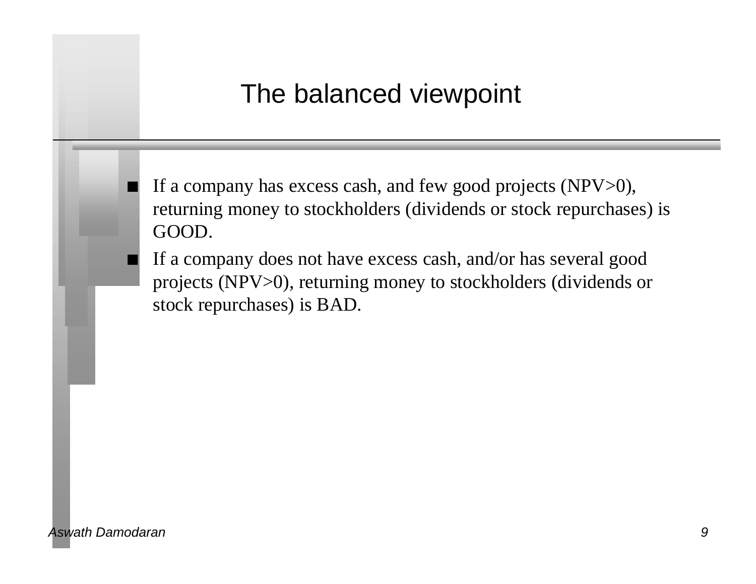# The balanced viewpoint

- If a company has excess cash, and few good projects (NPV>0), returning money to stockholders (dividends or stock repurchases) is GOOD.
- If a company does not have excess cash, and/or has several good projects (NPV>0), returning money to stockholders (dividends or stock repurchases) is BAD.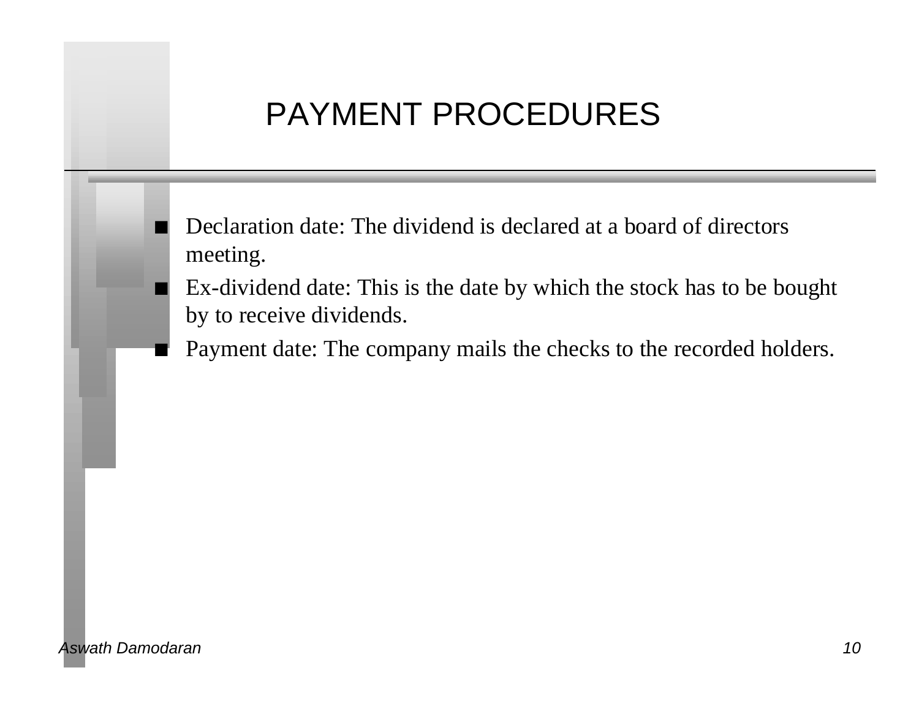# PAYMENT PROCEDURES

- Declaration date: The dividend is declared at a board of directors meeting.
- Ex-dividend date: This is the date by which the stock has to be bought by to receive dividends.
- Payment date: The company mails the checks to the recorded holders.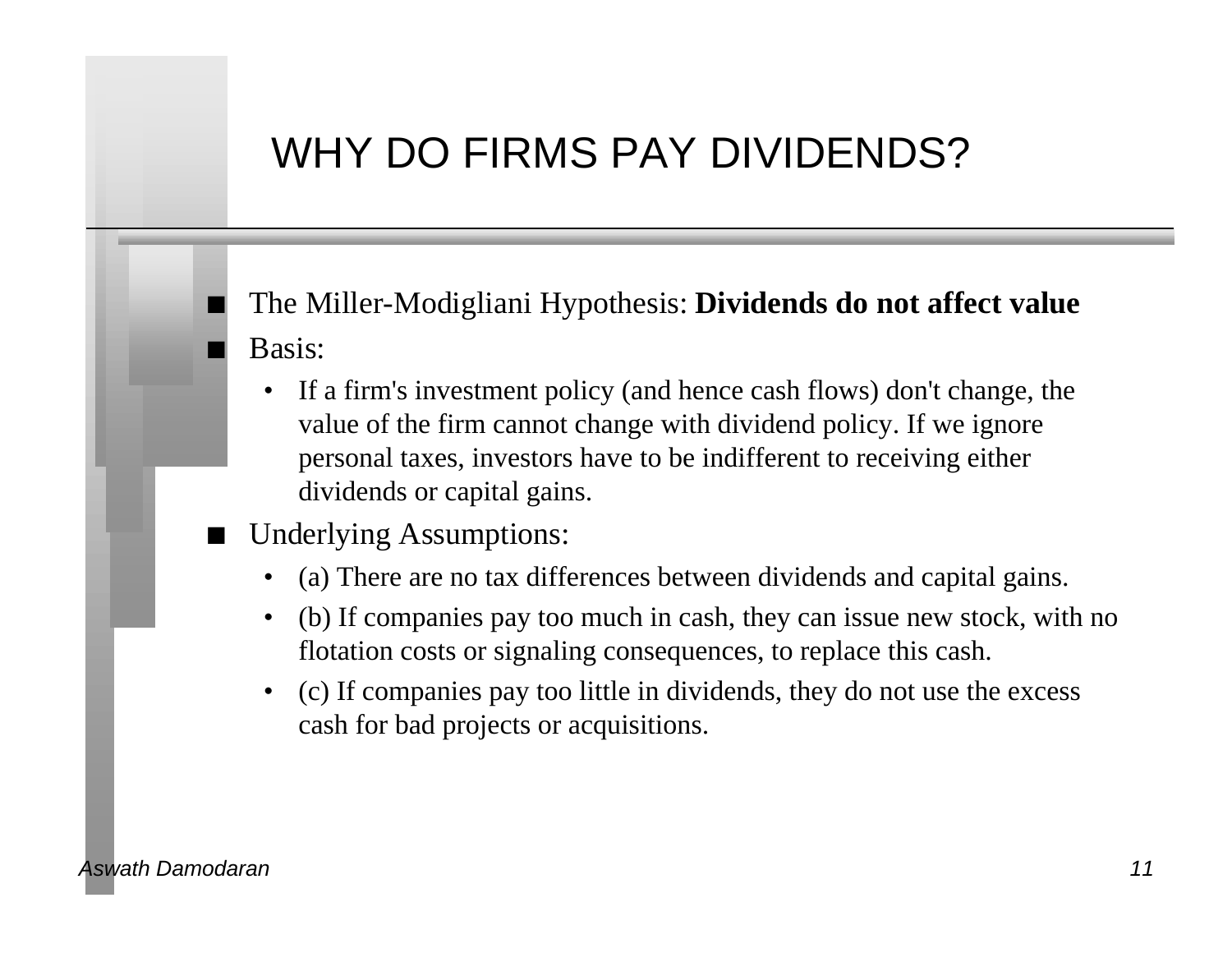# WHY DO FIRMS PAY DIVIDENDS?

- The Miller-Modigliani Hypothesis: **Dividends do not affect value**
- Basis:
  - If a firm's investment policy (and hence cash flows) don't change, the value of the firm cannot change with dividend policy. If we ignore personal taxes, investors have to be indifferent to receiving either dividends or capital gains.
- Underlying Assumptions:
  - (a) There are no tax differences between dividends and capital gains.
  - (b) If companies pay too much in cash, they can issue new stock, with no flotation costs or signaling consequences, to replace this cash.
  - (c) If companies pay too little in dividends, they do not use the excess cash for bad projects or acquisitions.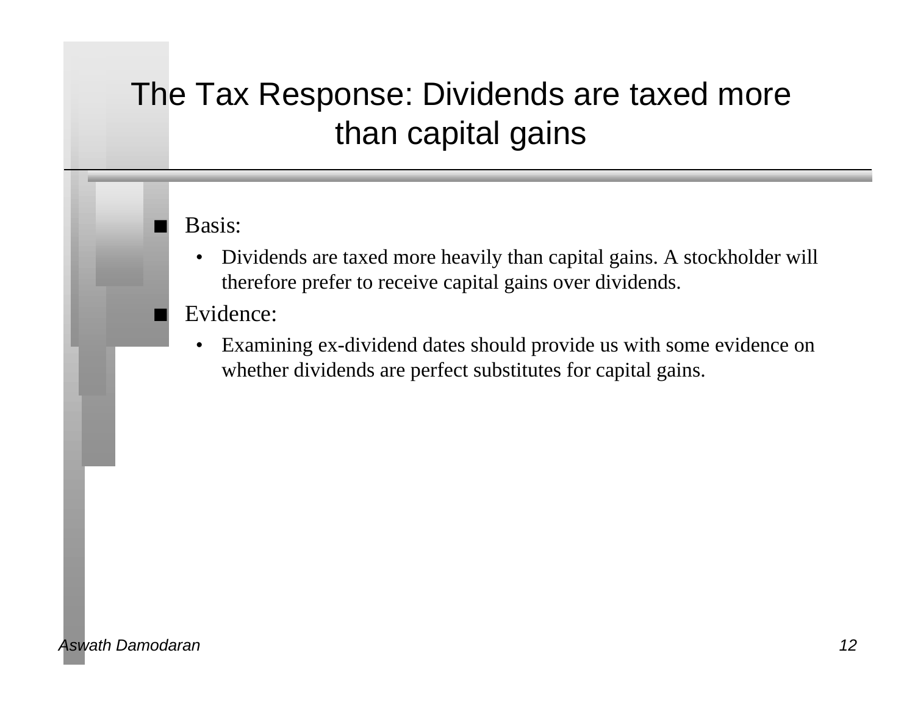# The Tax Response: Dividends are taxed more than capital gains

- Basis:
  - Dividends are taxed more heavily than capital gains. A stockholder will therefore prefer to receive capital gains over dividends.
- Evidence:
  - Examining ex-dividend dates should provide us with some evidence on whether dividends are perfect substitutes for capital gains.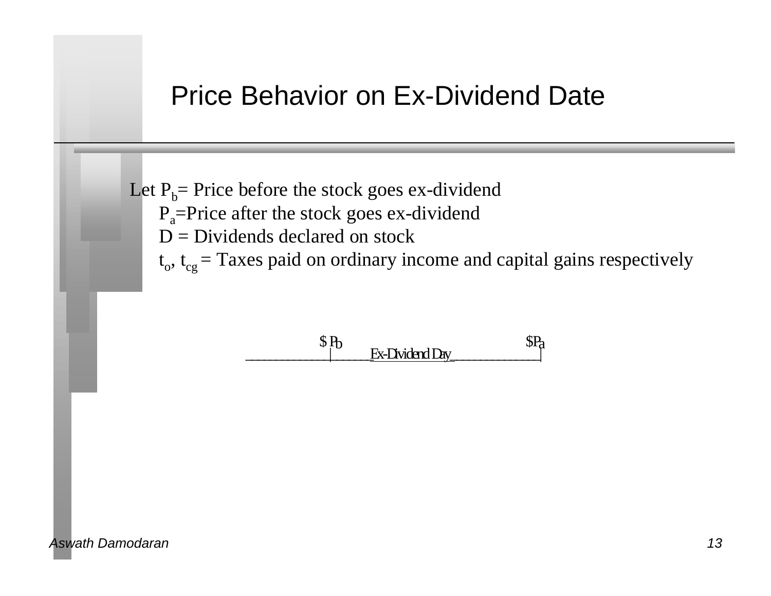# Price Behavior on Ex-Dividend Date

Let $P_b$= Price before the stock goes ex-dividend

$P_a$=Price after the stock goes ex-dividend

D = Dividends declared on stock

$t_o$, $t_{cg}$ = Taxes paid on ordinary income and capital gains respectively

```
                $ Pb                          $Pa
____________|______Ex-Dividend Day_____________|
```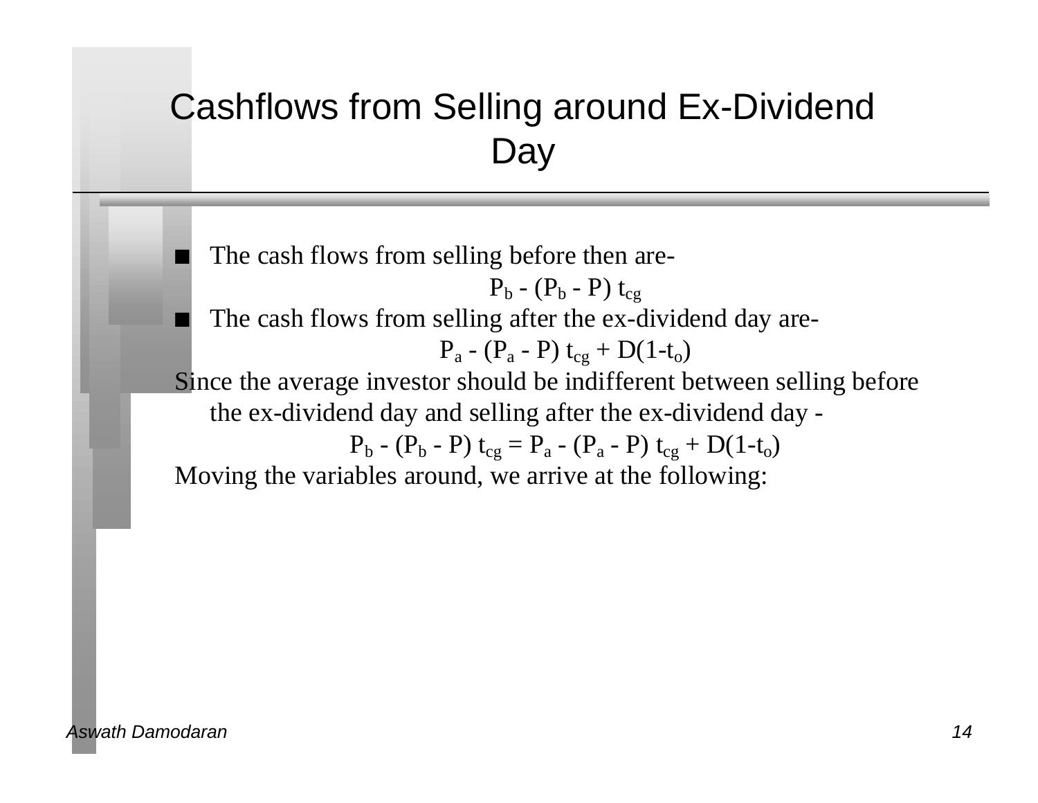# Cashflows from Selling around Ex-Dividend Day

- The cash flows from selling before then are-

$$P_b - (P_b - P)\, t_{cg}$$

- The cash flows from selling after the ex-dividend day are-

$$P_a - (P_a - P)\, t_{cg} + D(1-t_o)$$

Since the average investor should be indifferent between selling before the ex-dividend day and selling after the ex-dividend day -

$$P_b - (P_b - P)\, t_{cg} = P_a - (P_a - P)\, t_{cg} + D(1-t_o)$$

Moving the variables around, we arrive at the following: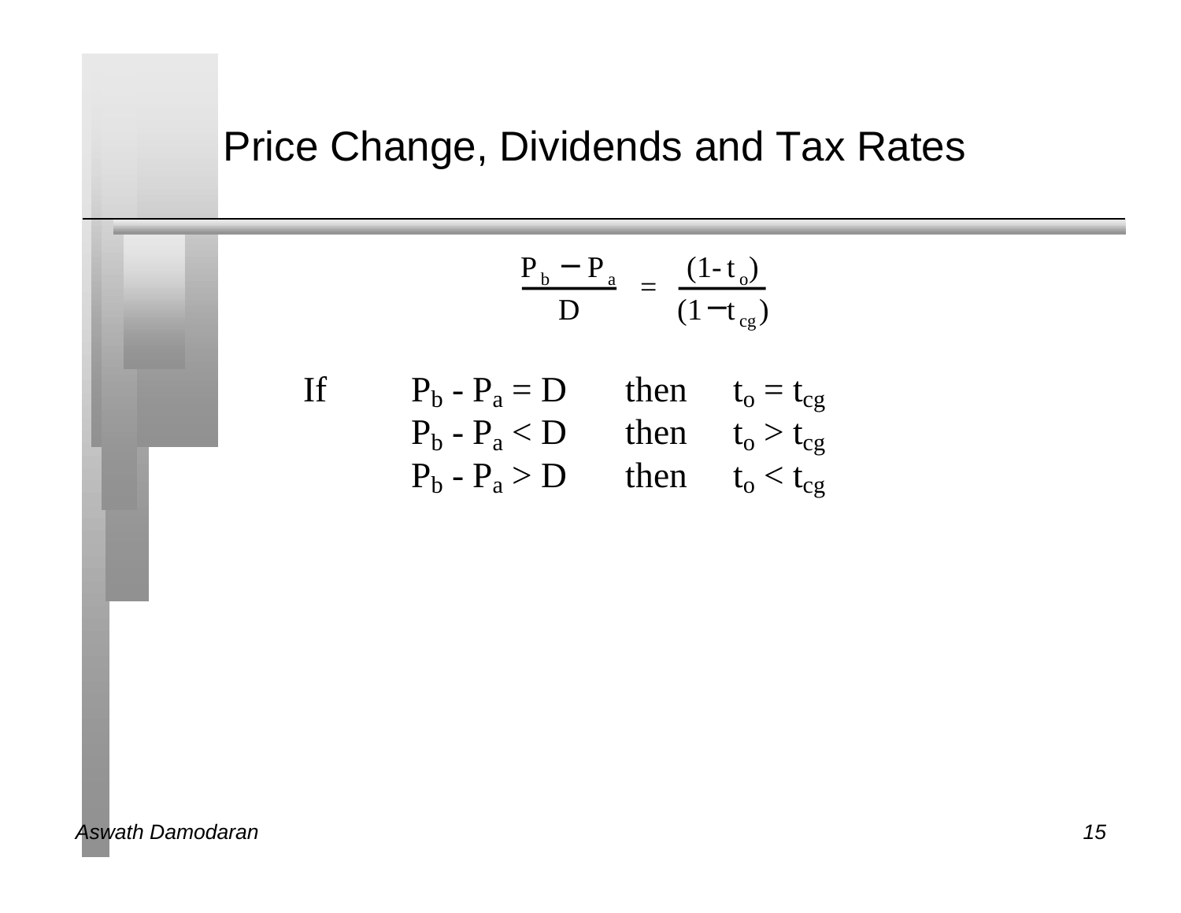# Price Change, Dividends and Tax Rates

$$\frac{P_b - P_a}{D} = \frac{(1 - t_o)}{(1 - t_{cg})}$$

| If | | | |
|---|---|---|---|
| | $P_b - P_a = D$ | then | $t_o = t_{cg}$ |
| | $P_b - P_a < D$ | then | $t_o > t_{cg}$ |
| | $P_b - P_a > D$ | then | $t_o < t_{cg}$ |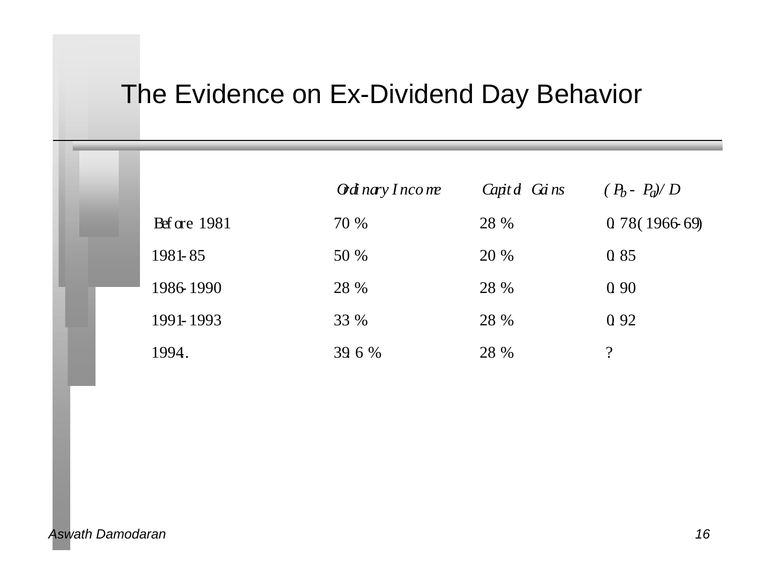# The Evidence on Ex-Dividend Day Behavior

| | Ordinary Income | Capital Gains | $(P_b - P_a)/D$ |
|---|---|---|---|
| Before 1981 | 70 % | 28 % | 0.78 (1966-69) |
| 1981-85 | 50 % | 20 % | 0.85 |
| 1986-1990 | 28 % | 28 % | 0.90 |
| 1991-1993 | 33 % | 28 % | 0.92 |
| 1994.. | 39.6 % | 28 % | ? |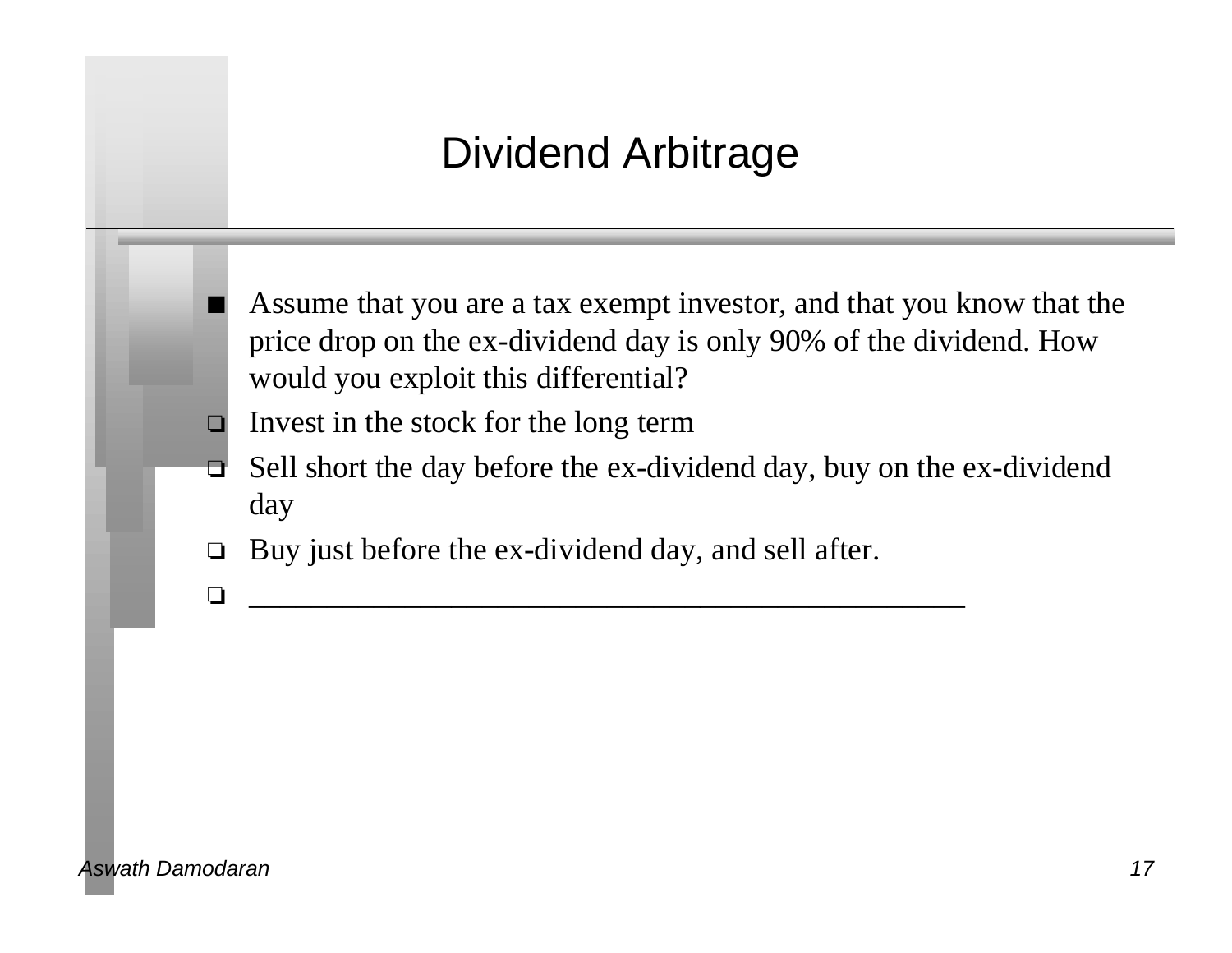# Dividend Arbitrage

- Assume that you are a tax exempt investor, and that you know that the price drop on the ex-dividend day is only 90% of the dividend. How would you exploit this differential?
  - Invest in the stock for the long term
  - Sell short the day before the ex-dividend day, buy on the ex-dividend day
  - Buy just before the ex-dividend day, and sell after.
  - ______________________________________________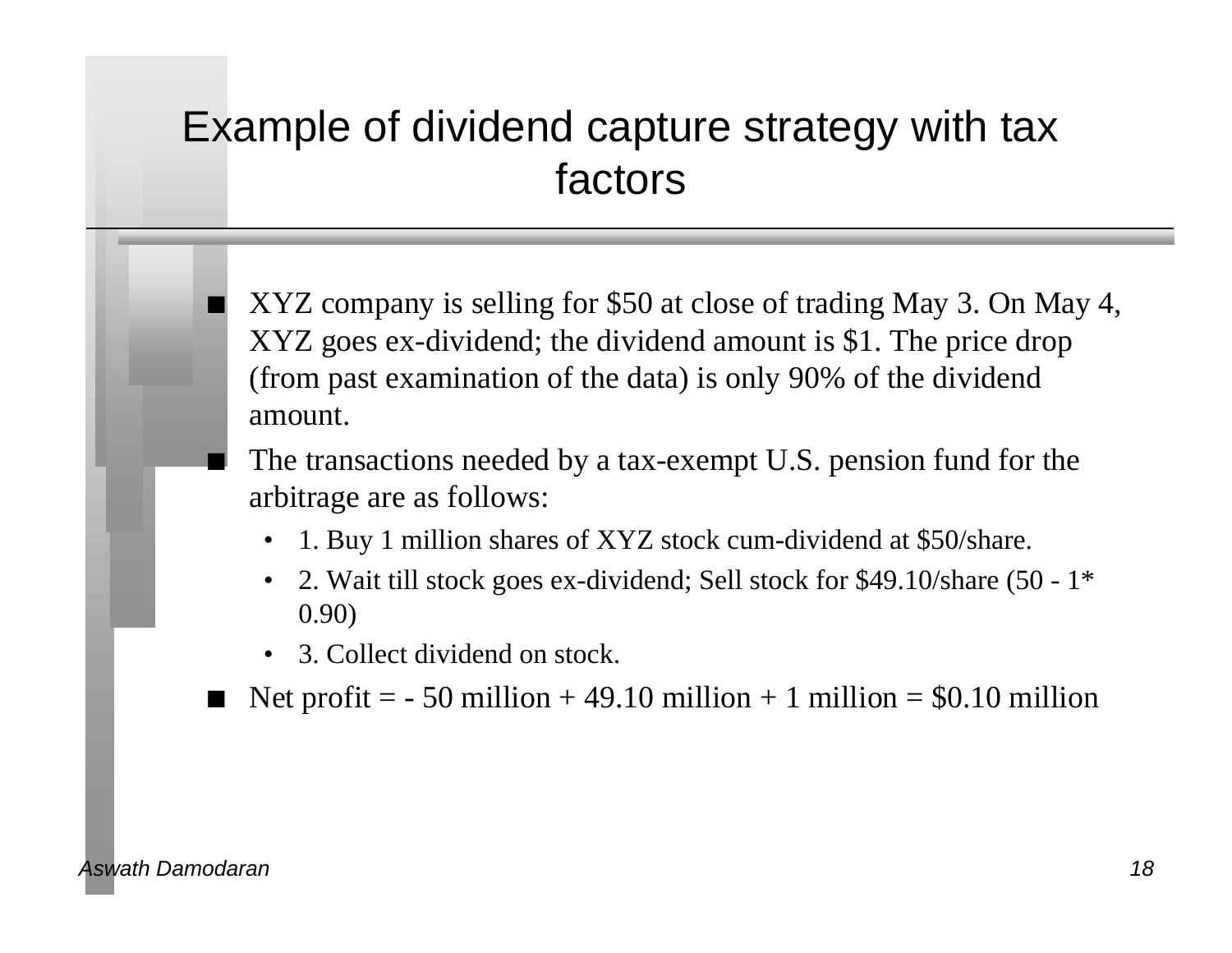# Example of dividend capture strategy with tax factors

- XYZ company is selling for \$50 at close of trading May 3. On May 4, XYZ goes ex-dividend; the dividend amount is \$1. The price drop (from past examination of the data) is only 90% of the dividend amount.
- The transactions needed by a tax-exempt U.S. pension fund for the arbitrage are as follows:
  - 1. Buy 1 million shares of XYZ stock cum-dividend at \$50/share.
  - 2. Wait till stock goes ex-dividend; Sell stock for \$49.10/share (50 - 1* 0.90)
  - 3. Collect dividend on stock.
- Net profit = - 50 million + 49.10 million + 1 million = \$0.10 million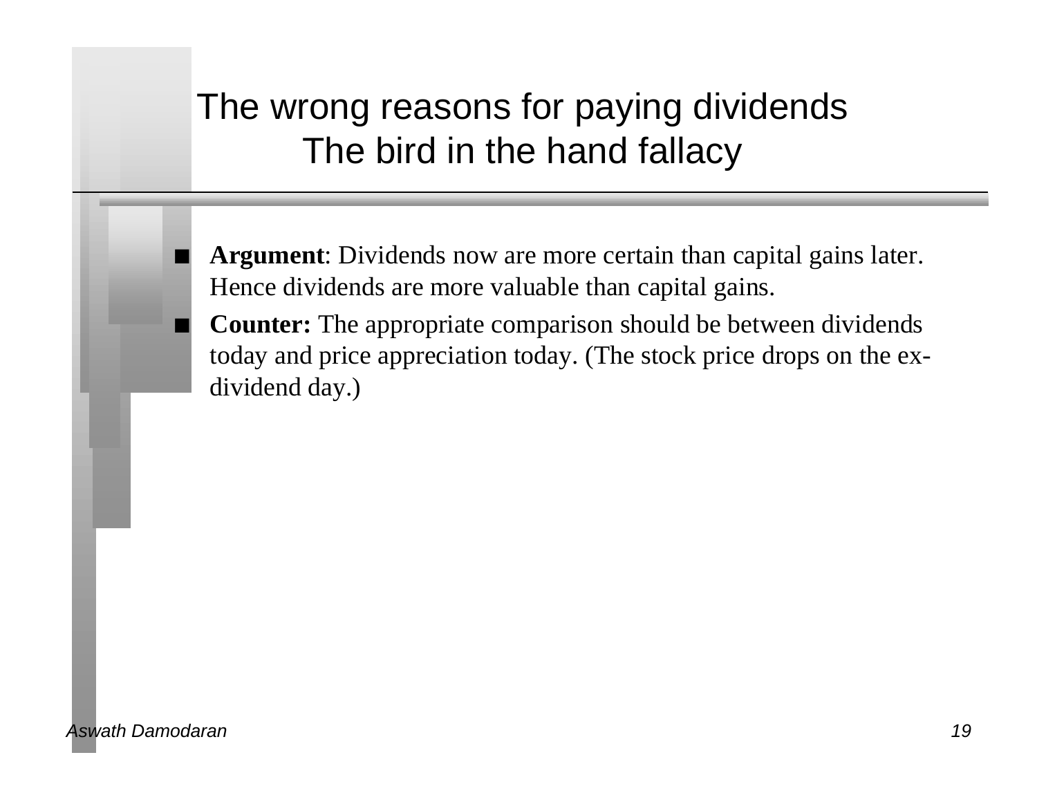# The wrong reasons for paying dividends
## The bird in the hand fallacy

- **Argument**: Dividends now are more certain than capital gains later. Hence dividends are more valuable than capital gains.
- **Counter:** The appropriate comparison should be between dividends today and price appreciation today. (The stock price drops on the ex-dividend day.)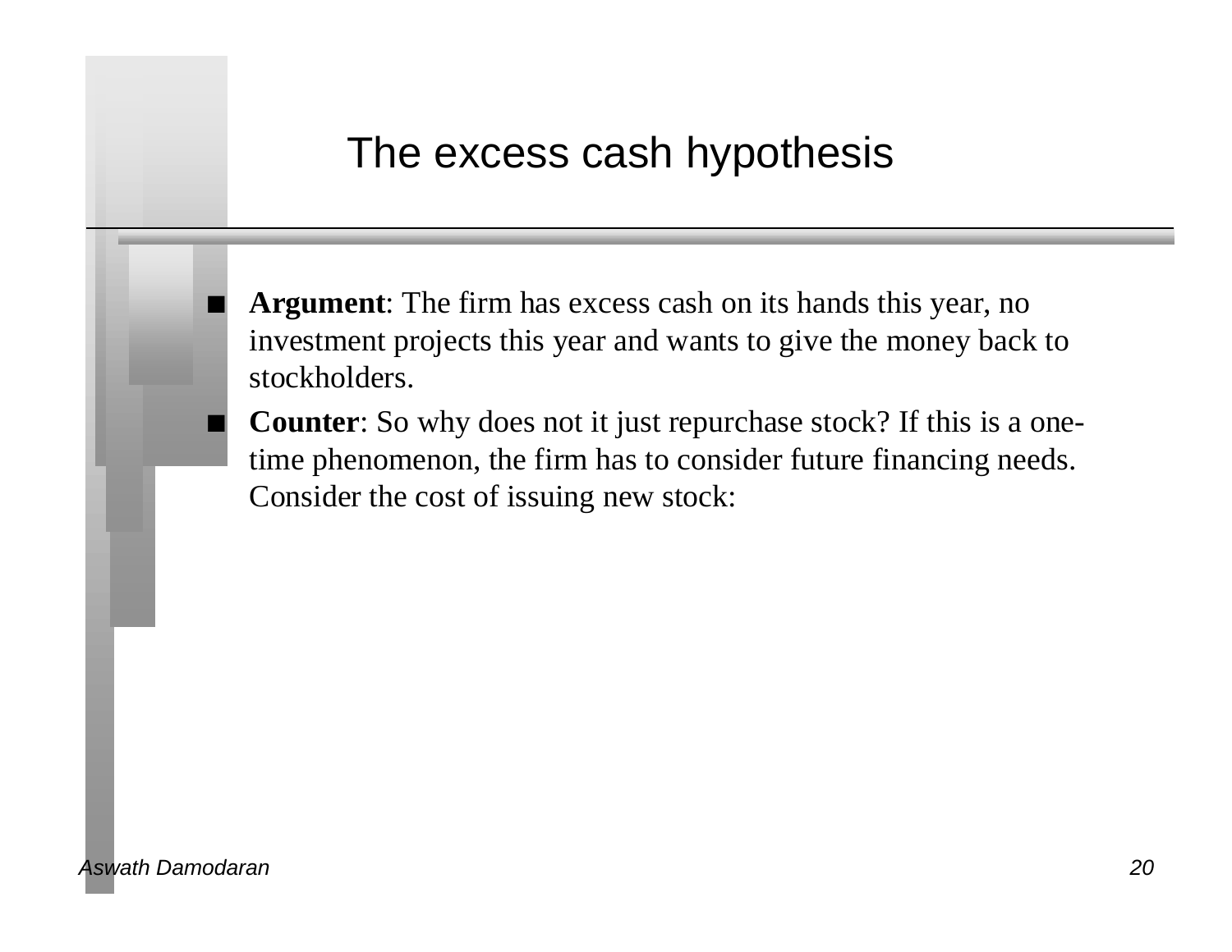# The excess cash hypothesis

- **Argument**: The firm has excess cash on its hands this year, no investment projects this year and wants to give the money back to stockholders.
- **Counter**: So why does not it just repurchase stock? If this is a one-time phenomenon, the firm has to consider future financing needs. Consider the cost of issuing new stock: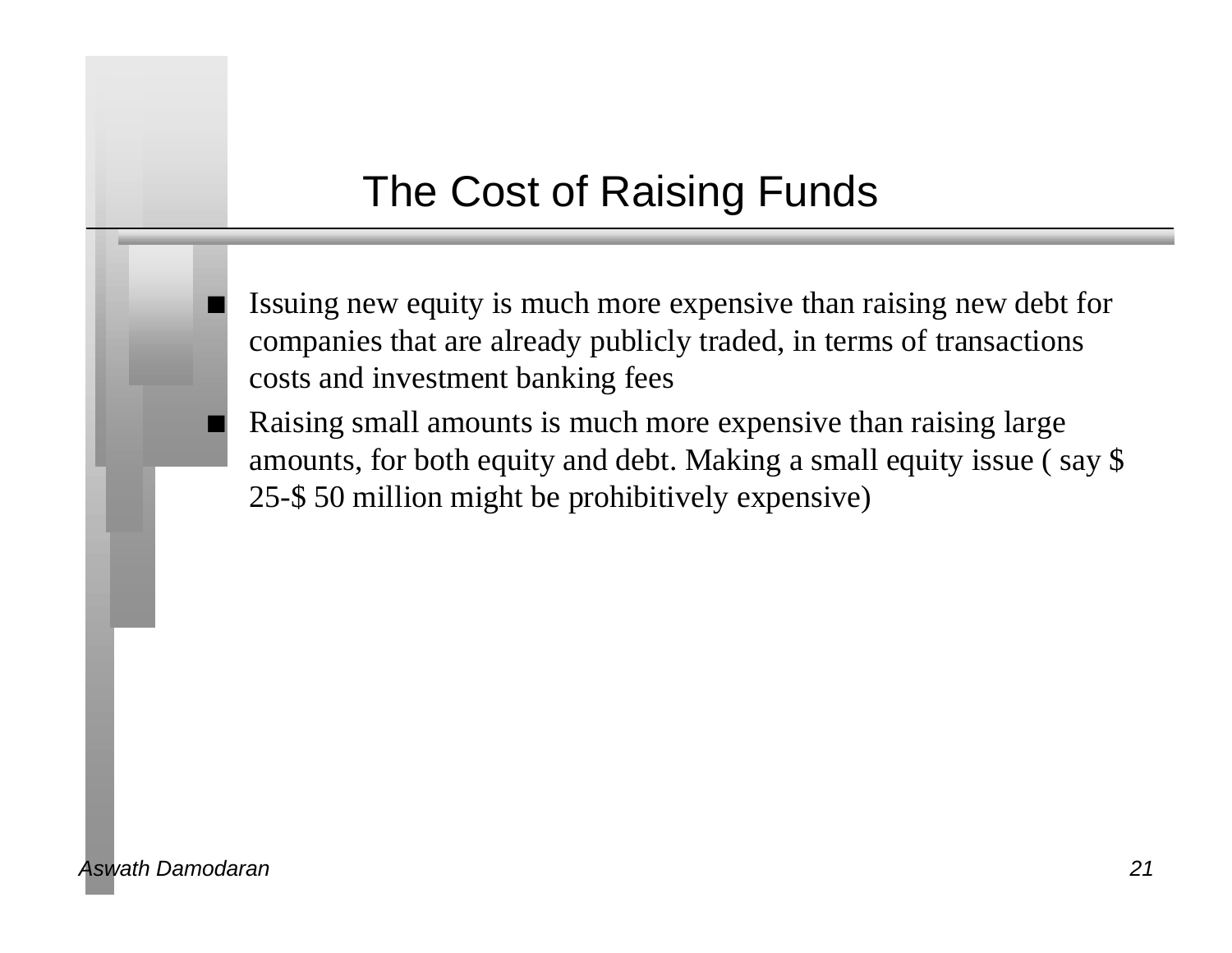# The Cost of Raising Funds

- Issuing new equity is much more expensive than raising new debt for companies that are already publicly traded, in terms of transactions costs and investment banking fees
- Raising small amounts is much more expensive than raising large amounts, for both equity and debt. Making a small equity issue ( say $ 25-$ 50 million might be prohibitively expensive)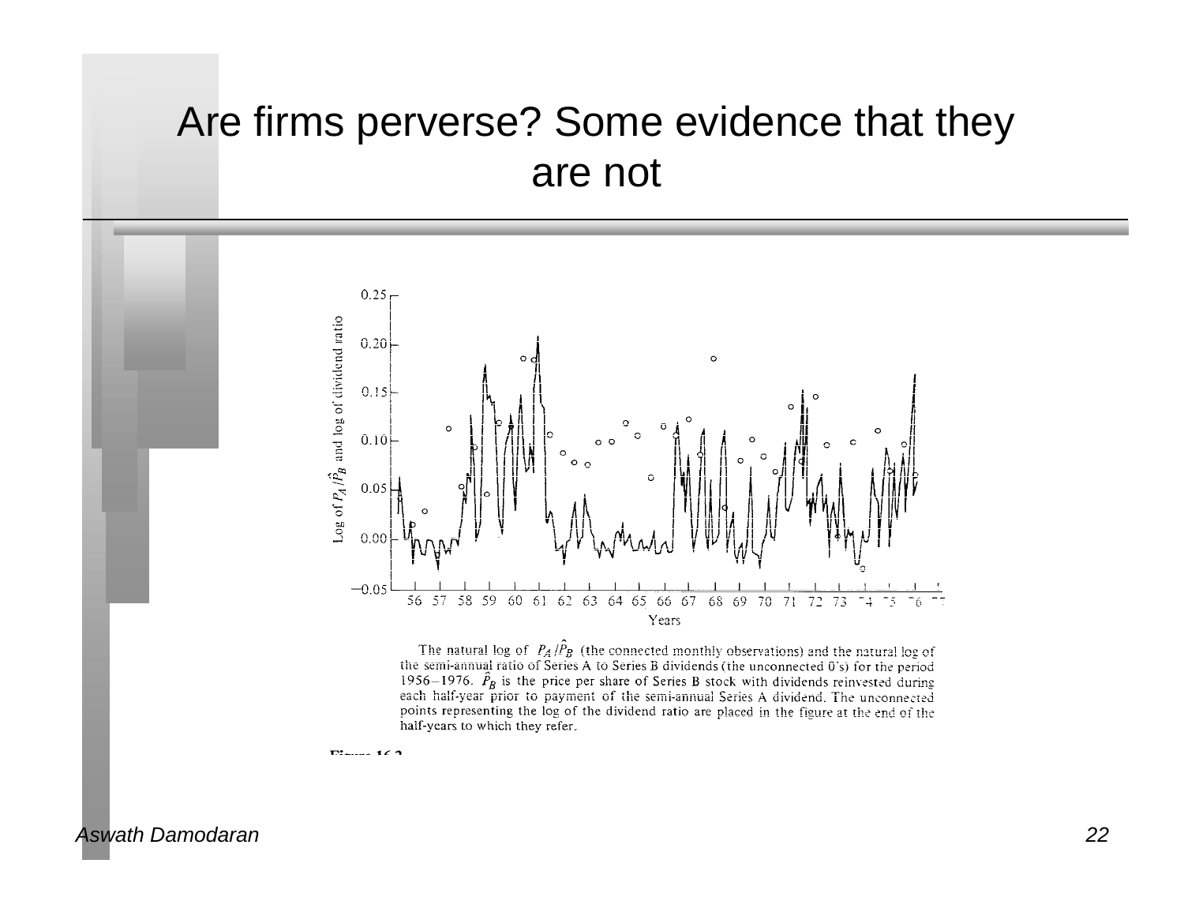# Are firms perverse? Some evidence that they are not

The natural log of $P_A/\hat{P}_B$ (the connected monthly observations) and the natural log of the semi-annual ratio of Series A to Series B dividends (the unconnected 0's) for the period 1956–1976. $\hat{P}_B$ is the price per share of Series B stock with dividends reinvested during each half-year prior to payment of the semi-annual Series A dividend. The unconnected points representing the log of the dividend ratio are placed in the figure at the end of the half-years to which they refer.

Figure 16.2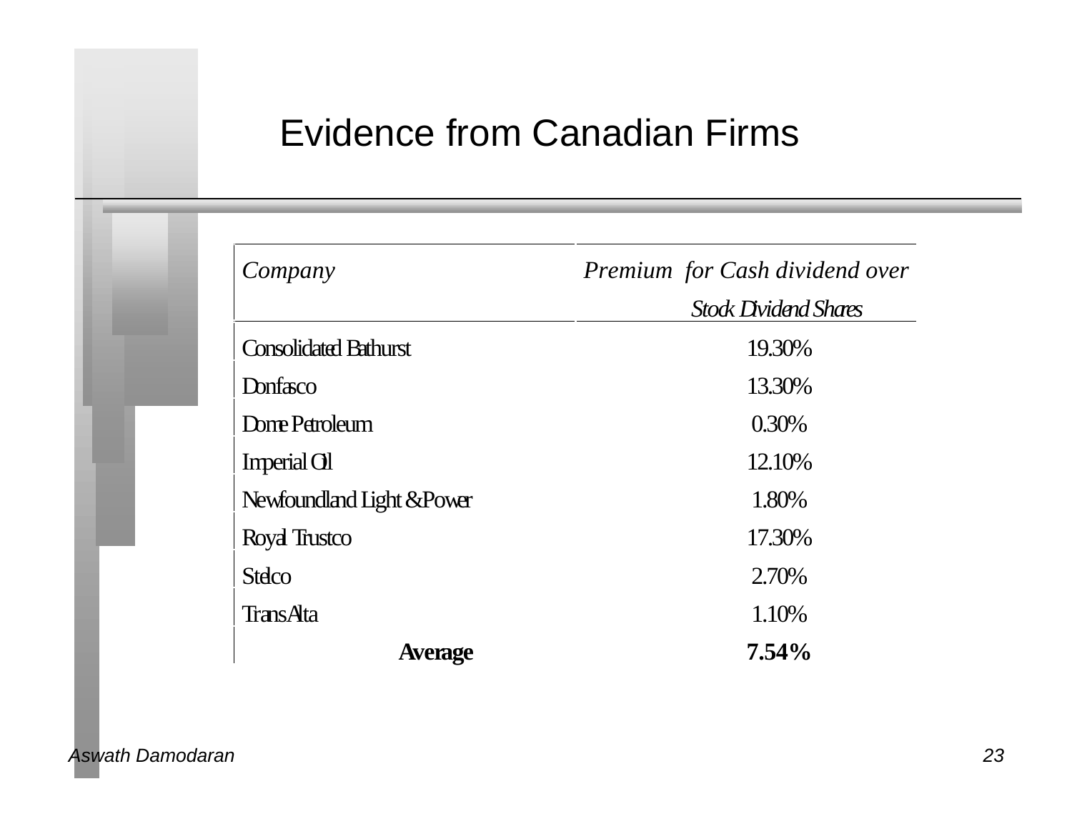# Evidence from Canadian Firms

| *Company* | *Premium for Cash dividend over Stock Dividend Shares* |
|---|---|
| Consolidated Bathurst | 19.30% |
| Donfasco | 13.30% |
| Dome Petroleum | 0.30% |
| Imperial Oil | 12.10% |
| Newfoundland Light &Power | 1.80% |
| Royal Trustco | 17.30% |
| Stelco | 2.70% |
| TransAlta | 1.10% |
| **Average** | **7.54%** |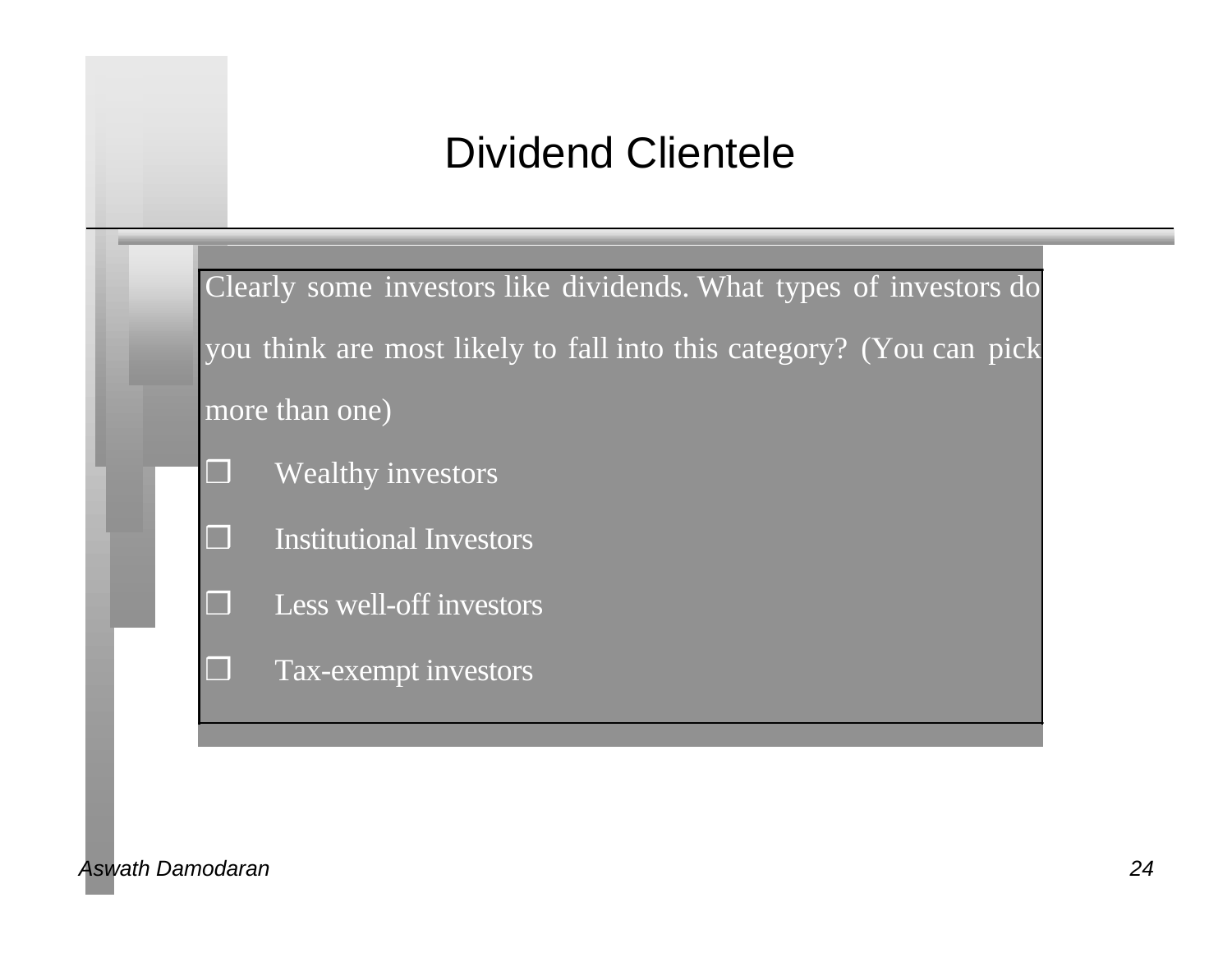# Dividend Clientele

Clearly some investors like dividends. What types of investors do you think are most likely to fall into this category? (You can pick more than one)

- ❒ Wealthy investors
- ❒ Institutional Investors
- ❒ Less well-off investors
- ❒ Tax-exempt investors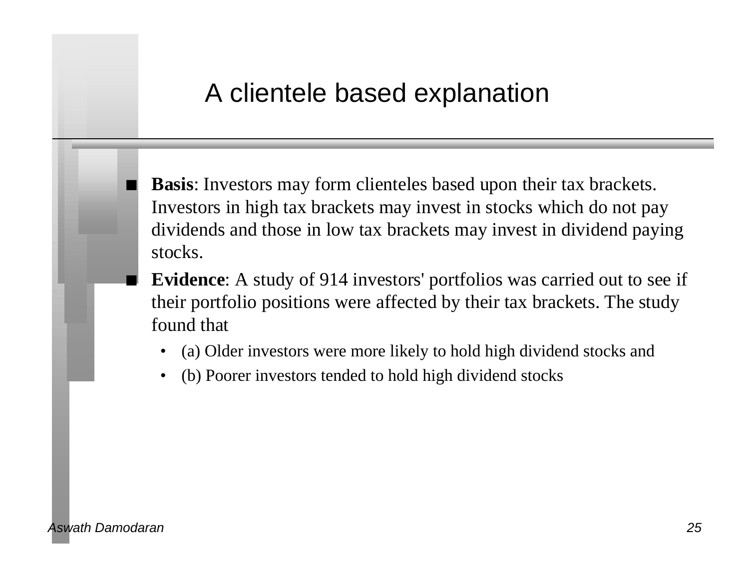# A clientele based explanation

- **Basis**: Investors may form clienteles based upon their tax brackets. Investors in high tax brackets may invest in stocks which do not pay dividends and those in low tax brackets may invest in dividend paying stocks.
- **Evidence**: A study of 914 investors' portfolios was carried out to see if their portfolio positions were affected by their tax brackets. The study found that
  - (a) Older investors were more likely to hold high dividend stocks and
  - (b) Poorer investors tended to hold high dividend stocks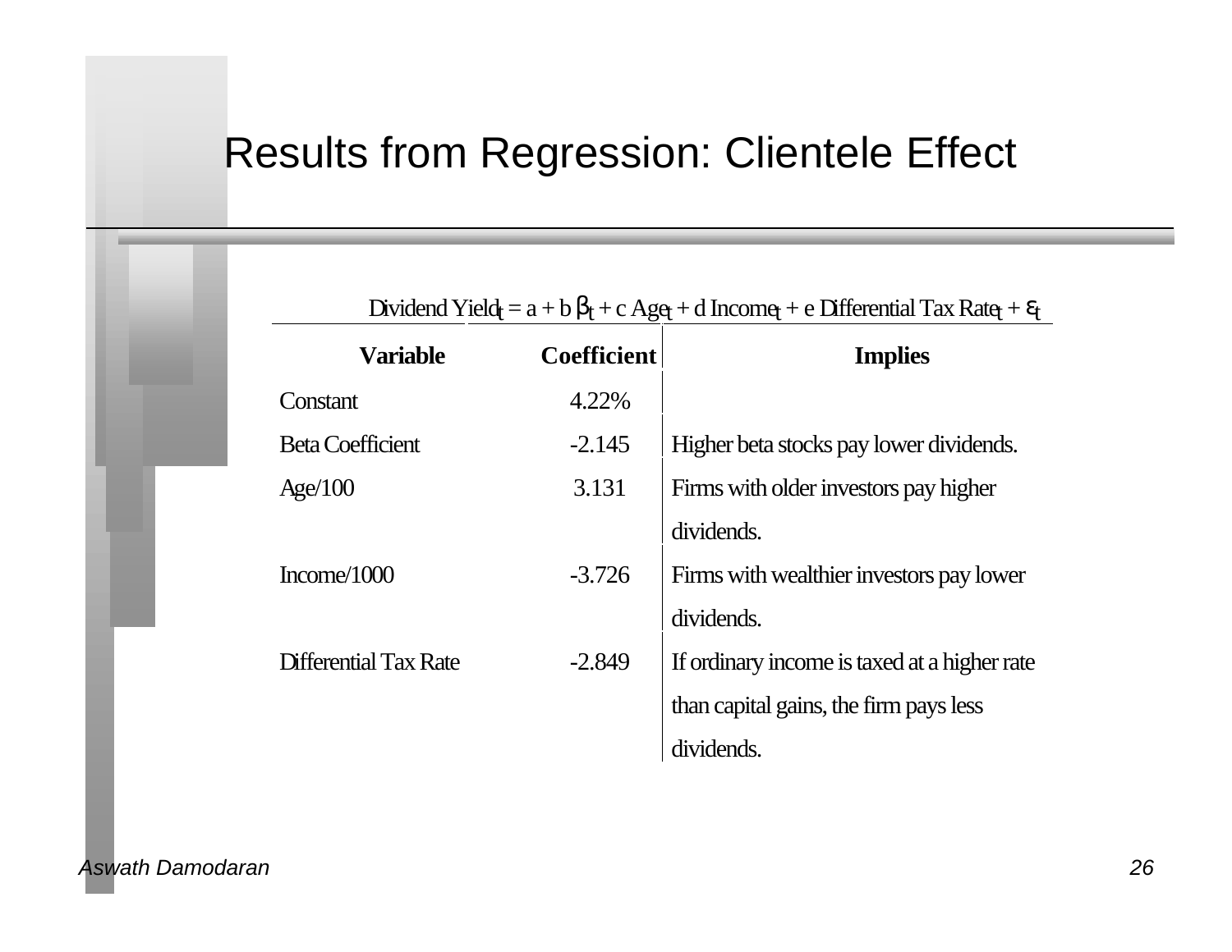# Results from Regression: Clientele Effect

$$\text{Dividend Yield}_t = a + b\,\beta_t + c\,\text{Age}_t + d\,\text{Income}_t + e\,\text{Differential Tax Rate}_t + \varepsilon_t$$

| Variable | Coefficient | Implies |
|---|---|---|
| Constant | 4.22% | |
| Beta Coefficient | -2.145 | Higher beta stocks pay lower dividends. |
| Age/100 | 3.131 | Firms with older investors pay higher dividends. |
| Income/1000 | -3.726 | Firms with wealthier investors pay lower dividends. |
| Differential Tax Rate | -2.849 | If ordinary income is taxed at a higher rate than capital gains, the firm pays less dividends. |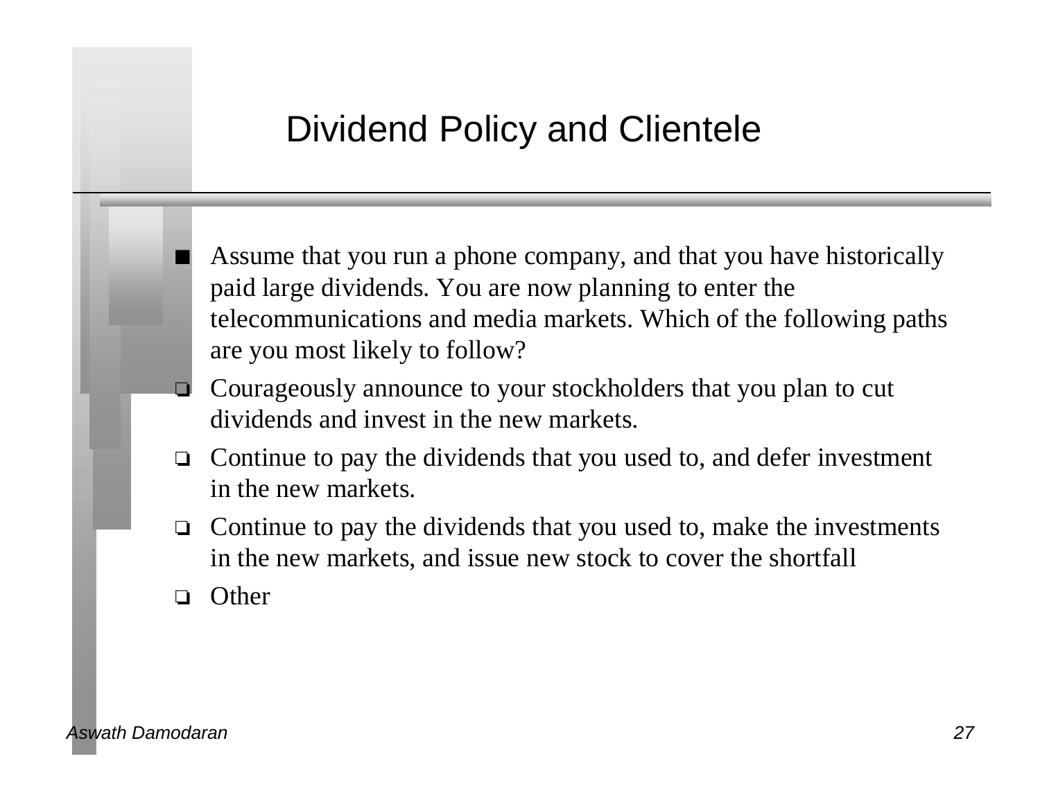# Dividend Policy and Clientele

- Assume that you run a phone company, and that you have historically paid large dividends. You are now planning to enter the telecommunications and media markets. Which of the following paths are you most likely to follow?
  - ❑ Courageously announce to your stockholders that you plan to cut dividends and invest in the new markets.
  - ❑ Continue to pay the dividends that you used to, and defer investment in the new markets.
  - ❑ Continue to pay the dividends that you used to, make the investments in the new markets, and issue new stock to cover the shortfall
  - ❑ Other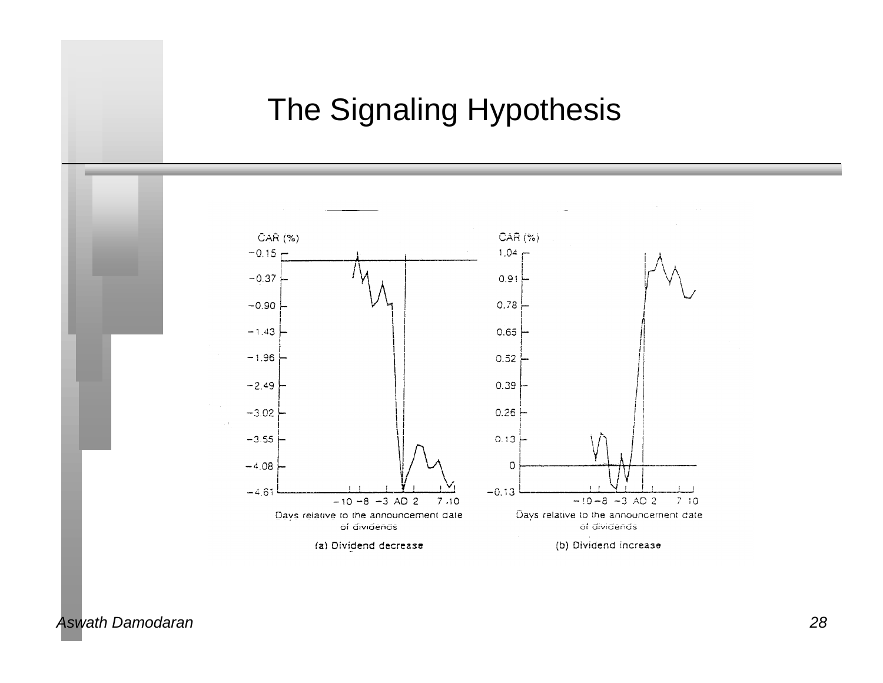# The Signaling Hypothesis

(a) Dividend decrease

(b) Dividend increase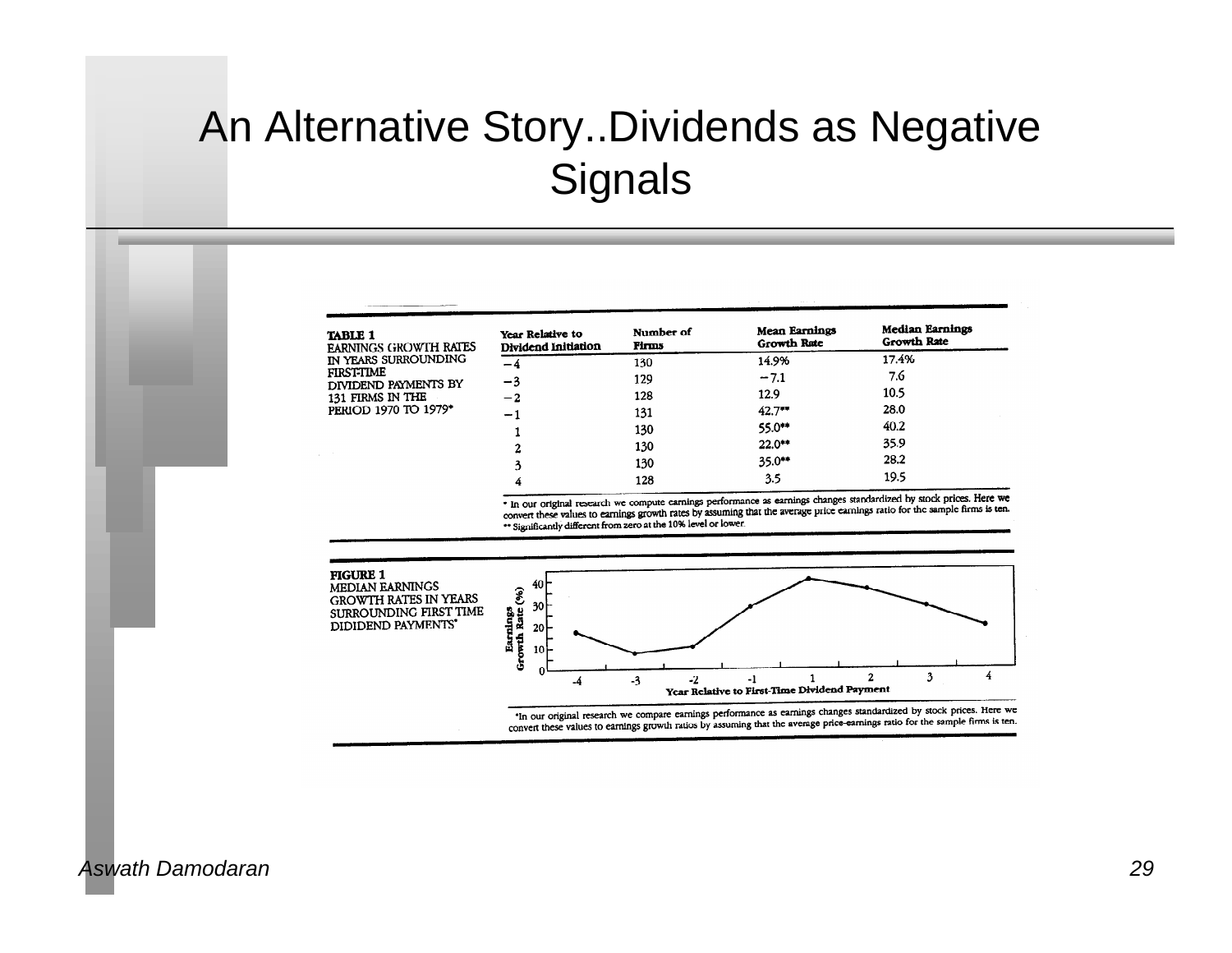# An Alternative Story..Dividends as Negative Signals

**TABLE 1**
EARNINGS GROWTH RATES IN YEARS SURROUNDING FIRST-TIME DIVIDEND PAYMENTS BY 131 FIRMS IN THE PERIOD 1970 TO 1979*

| Year Relative to Dividend Initiation | Number of Firms | Mean Earnings Growth Rate | Median Earnings Growth Rate |
|---|---|---|---|
| −4 | 130 | 14.9% | 17.4% |
| −3 | 129 | −7.1 | 7.6 |
| −2 | 128 | 12.9 | 10.5 |
| −1 | 131 | 42.7** | 28.0 |
| 1 | 130 | 55.0** | 40.2 |
| 2 | 130 | 22.0** | 35.9 |
| 3 | 130 | 35.0** | 28.2 |
| 4 | 128 | 3.5 | 19.5 |

\* In our original research we compute earnings performance as earnings changes standardized by stock prices. Here we convert these values to earnings growth rates by assuming that the average price earnings ratio for the sample firms is ten.
\** Significantly different from zero at the 10% level or lower.

**FIGURE 1**
MEDIAN EARNINGS GROWTH RATES IN YEARS SURROUNDING FIRST TIME DIDIDEND PAYMENTS*

*In our original research we compare earnings performance as earnings changes standardized by stock prices. Here we convert these values to earnings growth ratios by assuming that the average price-earnings ratio for the sample firms is ten.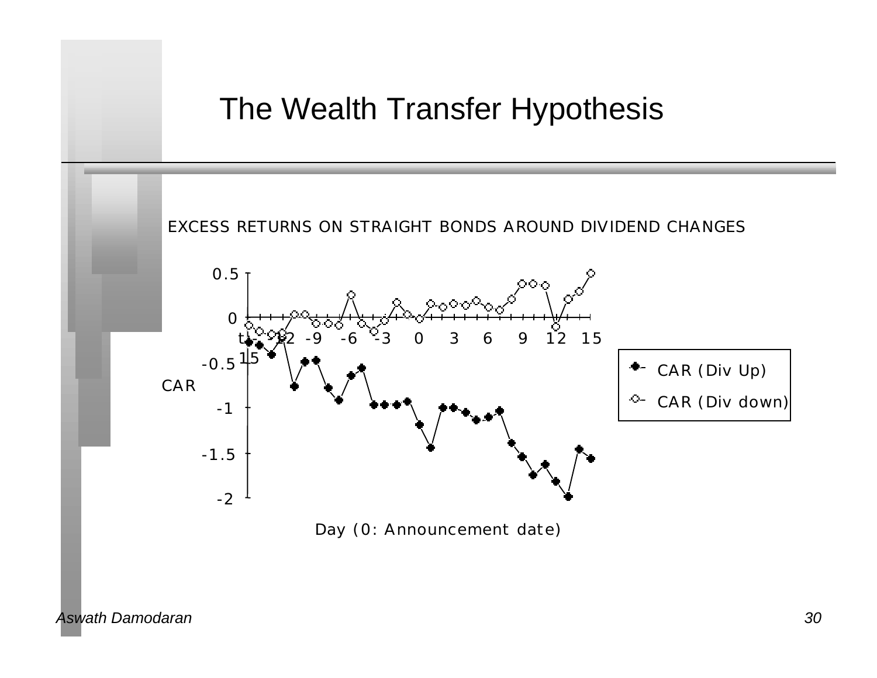# The Wealth Transfer Hypothesis

EXCESS RETURNS ON STRAIGHT BONDS AROUND DIVIDEND CHANGES

CAR

0.5

0

-0.5

-1

-1.5

-2

t- -12 -9 -6 -3 0 3 6 9 12 15
15

Day (0: Announcement date)

CAR (Div Up)

CAR (Div down)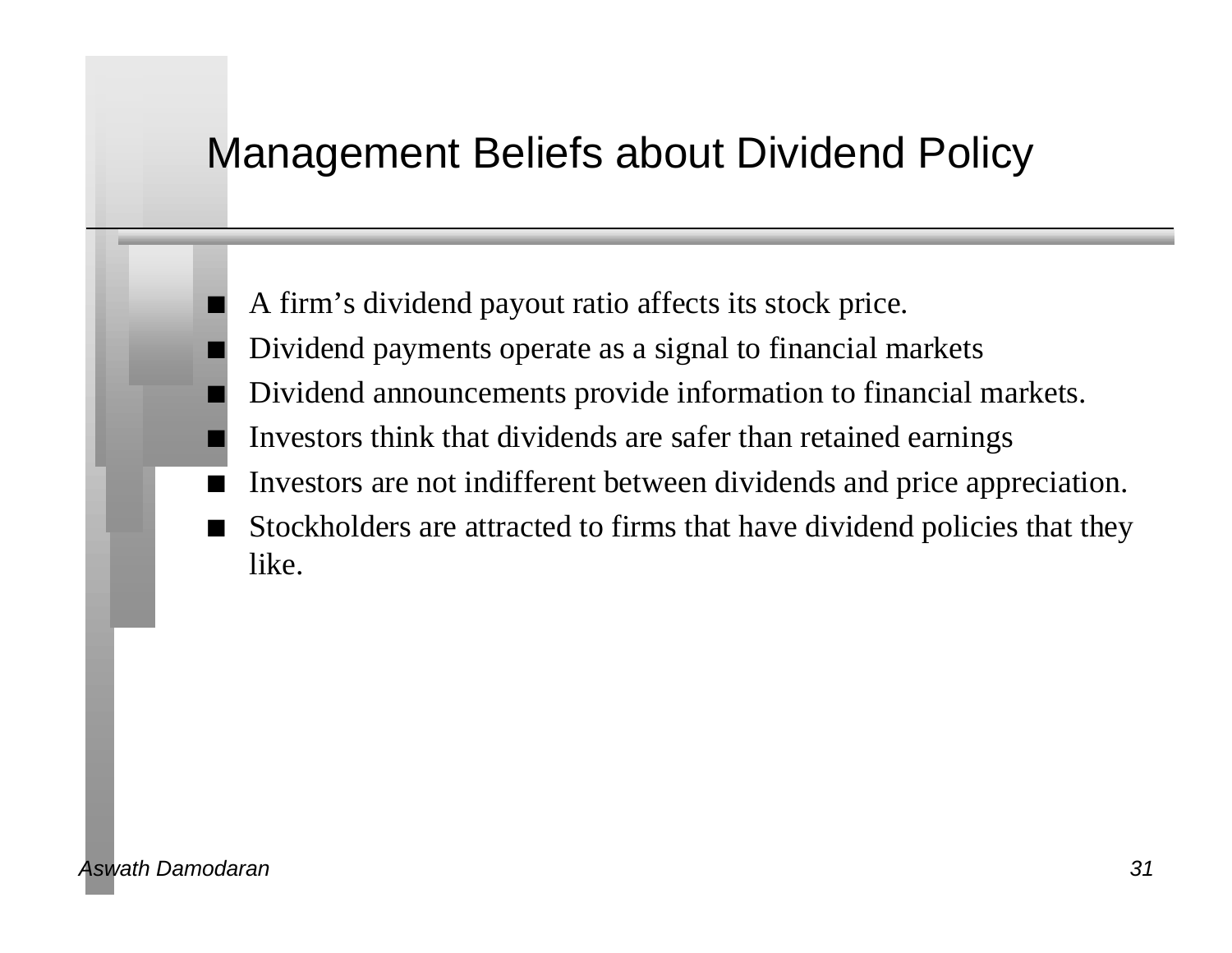# Management Beliefs about Dividend Policy

- A firm's dividend payout ratio affects its stock price.
- Dividend payments operate as a signal to financial markets
- Dividend announcements provide information to financial markets.
- Investors think that dividends are safer than retained earnings
- Investors are not indifferent between dividends and price appreciation.
- Stockholders are attracted to firms that have dividend policies that they like.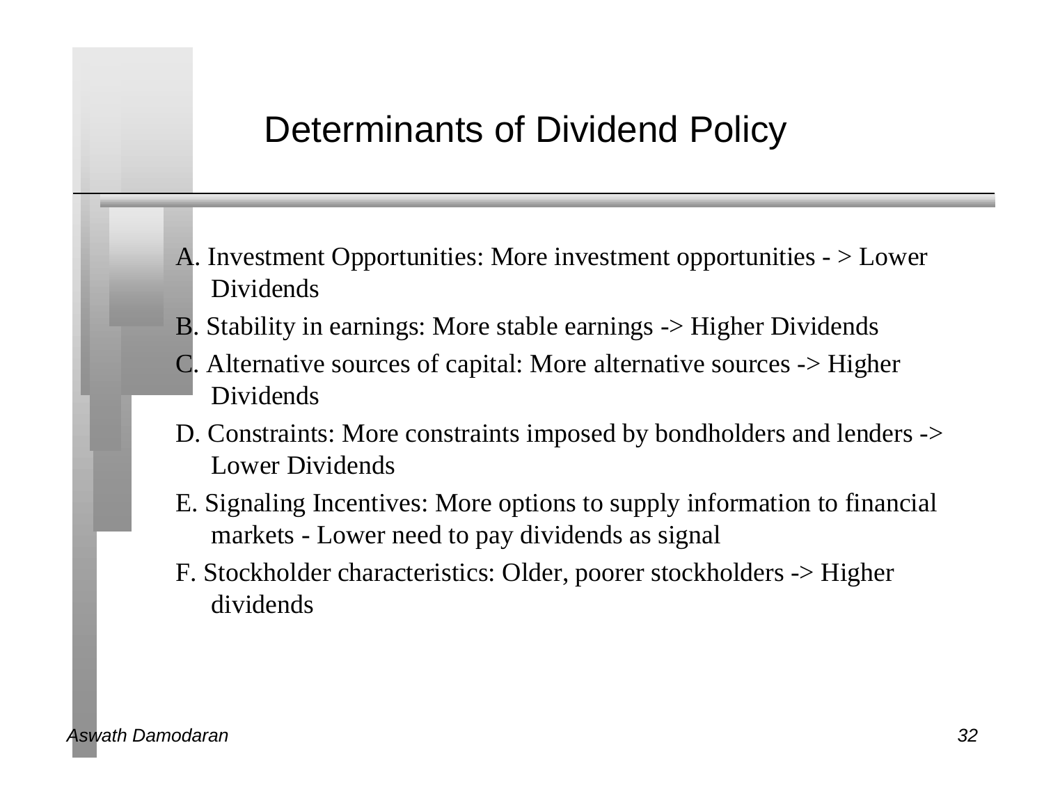# Determinants of Dividend Policy

A. Investment Opportunities: More investment opportunities - > Lower Dividends

B. Stability in earnings: More stable earnings -> Higher Dividends

C. Alternative sources of capital: More alternative sources -> Higher Dividends

D. Constraints: More constraints imposed by bondholders and lenders -> Lower Dividends

E. Signaling Incentives: More options to supply information to financial markets - Lower need to pay dividends as signal

F. Stockholder characteristics: Older, poorer stockholders -> Higher dividends